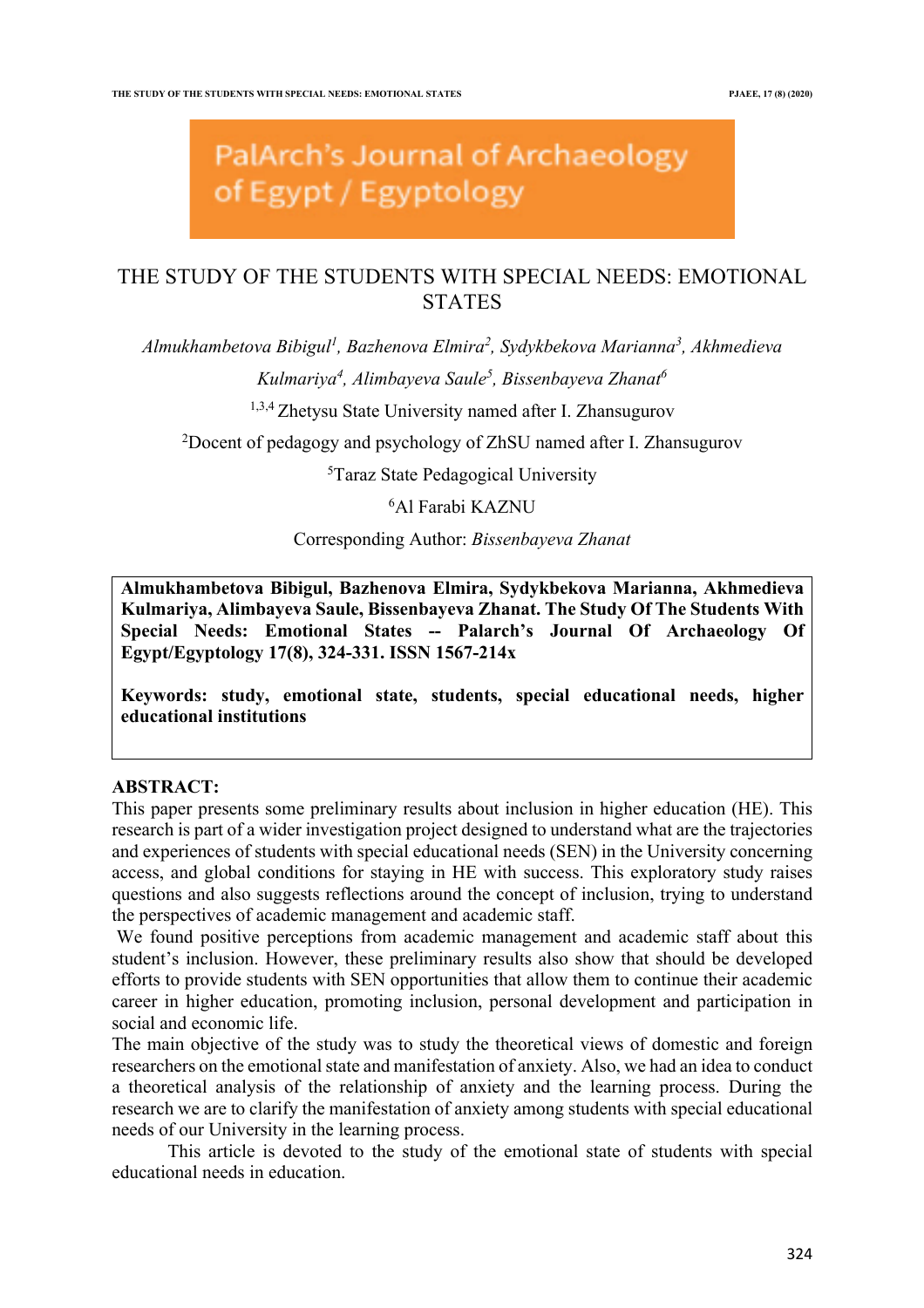PalArch's Journal of Archaeology of Egypt / Egyptology

# THE STUDY OF THE STUDENTS WITH SPECIAL NEEDS: EMOTIONAL STATES

*Almukhambetova Bibigul*[1], *Bazhenova Elmira*[2], *Sydykbekova Marianna*[3], *Akhmedieva Kulmariya*[4], *Alimbayeva Saule*[5], *Bissenbayeva Zhanat*[6]

[1,3,4] Zhetysu State University named after I. Zhansugurov

[2]Docent of pedagogy and psychology of ZhSU named after I. Zhansugurov

[5]Taraz State Pedagogical University

[6]Al Farabi KAZNU

Corresponding Author: *Bissenbayeva Zhanat*

**Almukhambetova Bibigul, Bazhenova Elmira, Sydykbekova Marianna, Akhmedieva Kulmariya, Alimbayeva Saule, Bissenbayeva Zhanat. The Study Of The Students With Special Needs: Emotional States -- Palarch's Journal Of Archaeology Of Egypt/Egyptology 17(8), 324-331. ISSN 1567-214x**

**Keywords: study, emotional state, students, special educational needs, higher educational institutions**

## ABSTRACT:

This paper presents some preliminary results about inclusion in higher education (HE). This research is part of a wider investigation project designed to understand what are the trajectories and experiences of students with special educational needs (SEN) in the University concerning access, and global conditions for staying in HE with success. This exploratory study raises questions and also suggests reflections around the concept of inclusion, trying to understand the perspectives of academic management and academic staff.

We found positive perceptions from academic management and academic staff about this student's inclusion. However, these preliminary results also show that should be developed efforts to provide students with SEN opportunities that allow them to continue their academic career in higher education, promoting inclusion, personal development and participation in social and economic life.

The main objective of the study was to study the theoretical views of domestic and foreign researchers on the emotional state and manifestation of anxiety. Also, we had an idea to conduct a theoretical analysis of the relationship of anxiety and the learning process. During the research we are to clarify the manifestation of anxiety among students with special educational needs of our University in the learning process.

This article is devoted to the study of the emotional state of students with special educational needs in education.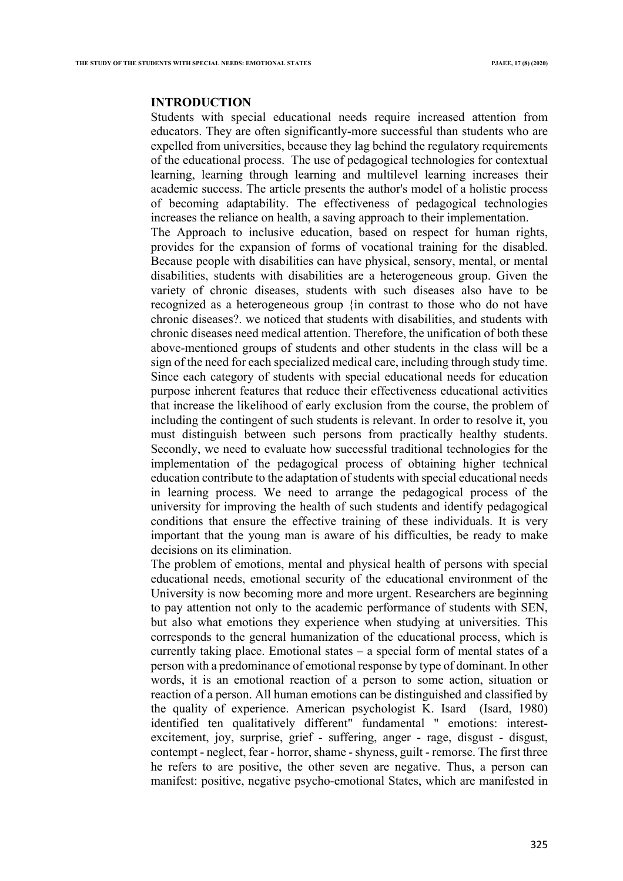## INTRODUCTION

Students with special educational needs require increased attention from educators. They are often significantly-more successful than students who are expelled from universities, because they lag behind the regulatory requirements of the educational process. The use of pedagogical technologies for contextual learning, learning through learning and multilevel learning increases their academic success. The article presents the author's model of a holistic process of becoming adaptability. The effectiveness of pedagogical technologies increases the reliance on health, a saving approach to their implementation.

The Approach to inclusive education, based on respect for human rights, provides for the expansion of forms of vocational training for the disabled. Because people with disabilities can have physical, sensory, mental, or mental disabilities, students with disabilities are a heterogeneous group. Given the variety of chronic diseases, students with such diseases also have to be recognized as a heterogeneous group {in contrast to those who do not have chronic diseases?. we noticed that students with disabilities, and students with chronic diseases need medical attention. Therefore, the unification of both these above-mentioned groups of students and other students in the class will be a sign of the need for each specialized medical care, including through study time. Since each category of students with special educational needs for education purpose inherent features that reduce their effectiveness educational activities that increase the likelihood of early exclusion from the course, the problem of including the contingent of such students is relevant. In order to resolve it, you must distinguish between such persons from practically healthy students. Secondly, we need to evaluate how successful traditional technologies for the implementation of the pedagogical process of obtaining higher technical education contribute to the adaptation of students with special educational needs in learning process. We need to arrange the pedagogical process of the university for improving the health of such students and identify pedagogical conditions that ensure the effective training of these individuals. It is very important that the young man is aware of his difficulties, be ready to make decisions on its elimination.

The problem of emotions, mental and physical health of persons with special educational needs, emotional security of the educational environment of the University is now becoming more and more urgent. Researchers are beginning to pay attention not only to the academic performance of students with SEN, but also what emotions they experience when studying at universities. This corresponds to the general humanization of the educational process, which is currently taking place. Emotional states – a special form of mental states of a person with a predominance of emotional response by type of dominant. In other words, it is an emotional reaction of a person to some action, situation or reaction of a person. All human emotions can be distinguished and classified by the quality of experience. American psychologist K. Isard (Isard, 1980) identified ten qualitatively different" fundamental " emotions: interest-excitement, joy, surprise, grief - suffering, anger - rage, disgust - disgust, contempt - neglect, fear - horror, shame - shyness, guilt - remorse. The first three he refers to are positive, the other seven are negative. Thus, a person can manifest: positive, negative psycho-emotional States, which are manifested in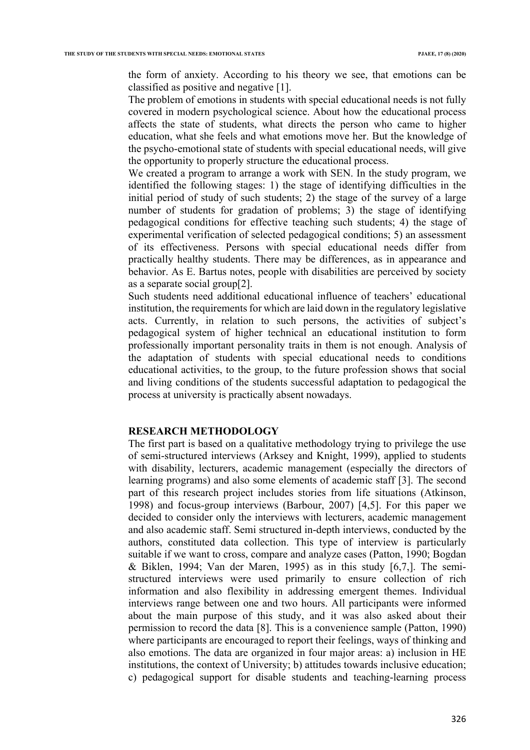the form of anxiety. According to his theory we see, that emotions can be classified as positive and negative [1].

The problem of emotions in students with special educational needs is not fully covered in modern psychological science. About how the educational process affects the state of students, what directs the person who came to higher education, what she feels and what emotions move her. But the knowledge of the psycho-emotional state of students with special educational needs, will give the opportunity to properly structure the educational process.

We created a program to arrange a work with SEN. In the study program, we identified the following stages: 1) the stage of identifying difficulties in the initial period of study of such students; 2) the stage of the survey of a large number of students for gradation of problems; 3) the stage of identifying pedagogical conditions for effective teaching such students; 4) the stage of experimental verification of selected pedagogical conditions; 5) an assessment of its effectiveness. Persons with special educational needs differ from practically healthy students. There may be differences, as in appearance and behavior. As E. Bartus notes, people with disabilities are perceived by society as a separate social group[2].

Such students need additional educational influence of teachers' educational institution, the requirements for which are laid down in the regulatory legislative acts. Currently, in relation to such persons, the activities of subject's pedagogical system of higher technical an educational institution to form professionally important personality traits in them is not enough. Analysis of the adaptation of students with special educational needs to conditions educational activities, to the group, to the future profession shows that social and living conditions of the students successful adaptation to pedagogical the process at university is practically absent nowadays.

## RESEARCH METHODOLOGY

The first part is based on a qualitative methodology trying to privilege the use of semi-structured interviews (Arksey and Knight, 1999), applied to students with disability, lecturers, academic management (especially the directors of learning programs) and also some elements of academic staff [3]. The second part of this research project includes stories from life situations (Atkinson, 1998) and focus-group interviews (Barbour, 2007) [4,5]. For this paper we decided to consider only the interviews with lecturers, academic management and also academic staff. Semi structured in-depth interviews, conducted by the authors, constituted data collection. This type of interview is particularly suitable if we want to cross, compare and analyze cases (Patton, 1990; Bogdan & Biklen, 1994; Van der Maren, 1995) as in this study [6,7,]. The semi-structured interviews were used primarily to ensure collection of rich information and also flexibility in addressing emergent themes. Individual interviews range between one and two hours. All participants were informed about the main purpose of this study, and it was also asked about their permission to record the data [8]. This is a convenience sample (Patton, 1990) where participants are encouraged to report their feelings, ways of thinking and also emotions. The data are organized in four major areas: a) inclusion in HE institutions, the context of University; b) attitudes towards inclusive education; c) pedagogical support for disable students and teaching-learning process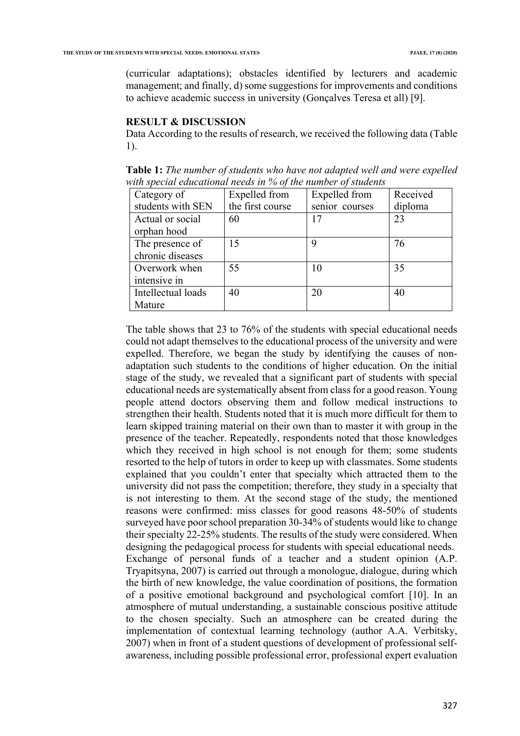(curricular adaptations); obstacles identified by lecturers and academic management; and finally, d) some suggestions for improvements and conditions to achieve academic success in university (Gonçalves Teresa et all) [9].

## RESULT & DISCUSSION

Data According to the results of research, we received the following data (Table 1).

**Table 1:** *The number of students who have not adapted well and were expelled with special educational needs in % of the number of students*

| Category of students with SEN | Expelled from the first course | Expelled from senior courses | Received diploma |
|---|---|---|---|
| Actual or social orphan hood | 60 | 17 | 23 |
| The presence of chronic diseases | 15 | 9 | 76 |
| Overwork when intensive in | 55 | 10 | 35 |
| Intellectual loads Mature | 40 | 20 | 40 |

The table shows that 23 to 76% of the students with special educational needs could not adapt themselves to the educational process of the university and were expelled. Therefore, we began the study by identifying the causes of non-adaptation such students to the conditions of higher education. On the initial stage of the study, we revealed that a significant part of students with special educational needs are systematically absent from class for a good reason. Young people attend doctors observing them and follow medical instructions to strengthen their health. Students noted that it is much more difficult for them to learn skipped training material on their own than to master it with group in the presence of the teacher. Repeatedly, respondents noted that those knowledges which they received in high school is not enough for them; some students resorted to the help of tutors in order to keep up with classmates. Some students explained that you couldn't enter that specialty which attracted them to the university did not pass the competition; therefore, they study in a specialty that is not interesting to them. At the second stage of the study, the mentioned reasons were confirmed: miss classes for good reasons 48-50% of students surveyed have poor school preparation 30-34% of students would like to change their specialty 22-25% students. The results of the study were considered. When designing the pedagogical process for students with special educational needs.

Exchange of personal funds of a teacher and a student opinion (A.P. Tryapitsyna, 2007) is carried out through a monologue, dialogue, during which the birth of new knowledge, the value coordination of positions, the formation of a positive emotional background and psychological comfort [10]. In an atmosphere of mutual understanding, a sustainable conscious positive attitude to the chosen specialty. Such an atmosphere can be created during the implementation of contextual learning technology (author A.A. Verbitsky, 2007) when in front of a student questions of development of professional self-awareness, including possible professional error, professional expert evaluation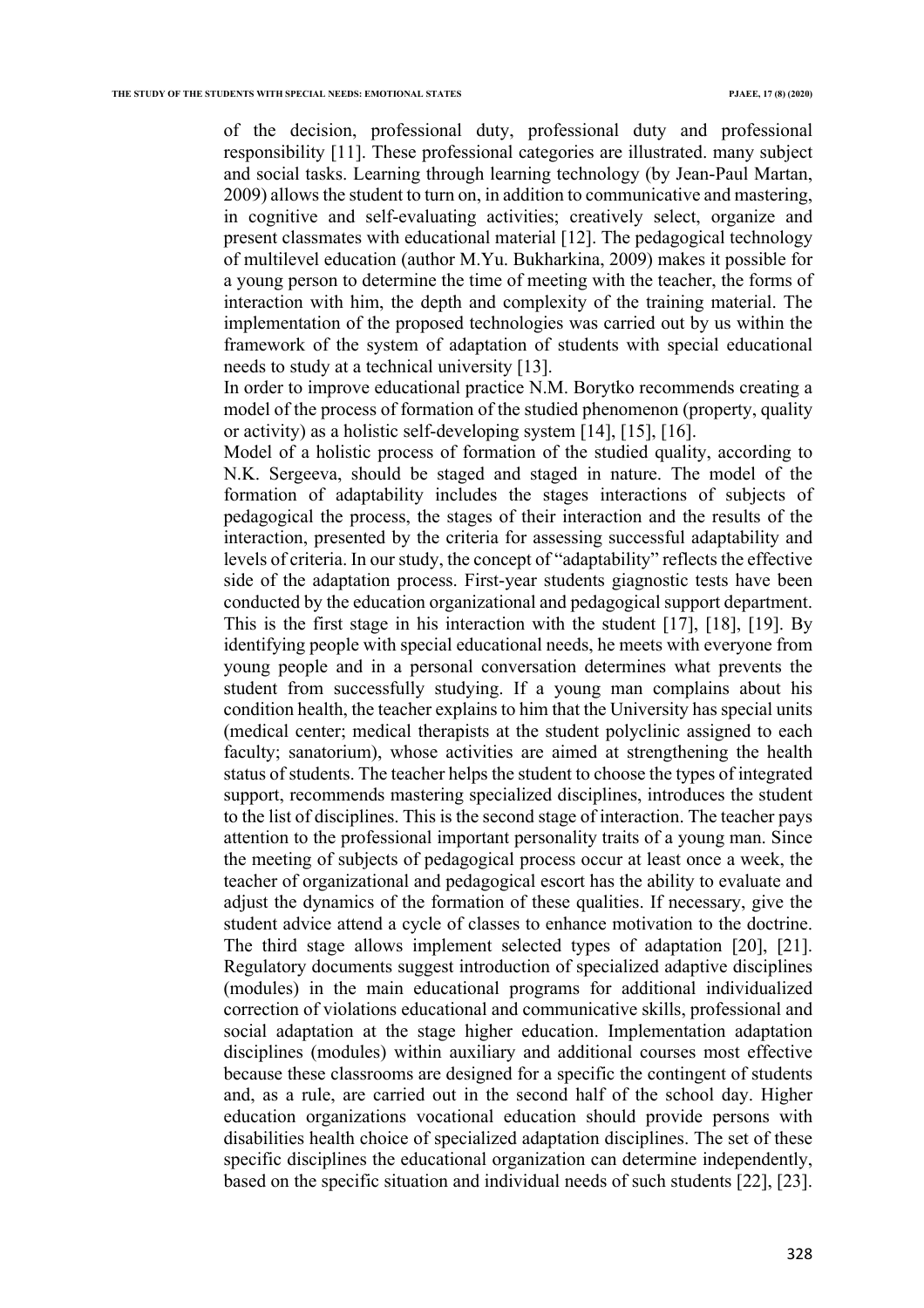of the decision, professional duty, professional duty and professional responsibility [11]. These professional categories are illustrated. many subject and social tasks. Learning through learning technology (by Jean-Paul Martan, 2009) allows the student to turn on, in addition to communicative and mastering, in cognitive and self-evaluating activities; creatively select, organize and present classmates with educational material [12]. The pedagogical technology of multilevel education (author M.Yu. Bukharkina, 2009) makes it possible for a young person to determine the time of meeting with the teacher, the forms of interaction with him, the depth and complexity of the training material. The implementation of the proposed technologies was carried out by us within the framework of the system of adaptation of students with special educational needs to study at a technical university [13].

In order to improve educational practice N.M. Borytko recommends creating a model of the process of formation of the studied phenomenon (property, quality or activity) as a holistic self-developing system [14], [15], [16].

Model of a holistic process of formation of the studied quality, according to N.K. Sergeeva, should be staged and staged in nature. The model of the formation of adaptability includes the stages interactions of subjects of pedagogical the process, the stages of their interaction and the results of the interaction, presented by the criteria for assessing successful adaptability and levels of criteria. In our study, the concept of "adaptability" reflects the effective side of the adaptation process. First-year students giagnostic tests have been conducted by the education organizational and pedagogical support department. This is the first stage in his interaction with the student [17], [18], [19]. By identifying people with special educational needs, he meets with everyone from young people and in a personal conversation determines what prevents the student from successfully studying. If a young man complains about his condition health, the teacher explains to him that the University has special units (medical center; medical therapists at the student polyclinic assigned to each faculty; sanatorium), whose activities are aimed at strengthening the health status of students. The teacher helps the student to choose the types of integrated support, recommends mastering specialized disciplines, introduces the student to the list of disciplines. This is the second stage of interaction. The teacher pays attention to the professional important personality traits of a young man. Since the meeting of subjects of pedagogical process occur at least once a week, the teacher of organizational and pedagogical escort has the ability to evaluate and adjust the dynamics of the formation of these qualities. If necessary, give the student advice attend a cycle of classes to enhance motivation to the doctrine. The third stage allows implement selected types of adaptation [20], [21]. Regulatory documents suggest introduction of specialized adaptive disciplines (modules) in the main educational programs for additional individualized correction of violations educational and communicative skills, professional and social adaptation at the stage higher education. Implementation adaptation disciplines (modules) within auxiliary and additional courses most effective because these classrooms are designed for a specific the contingent of students and, as a rule, are carried out in the second half of the school day. Higher education organizations vocational education should provide persons with disabilities health choice of specialized adaptation disciplines. The set of these specific disciplines the educational organization can determine independently, based on the specific situation and individual needs of such students [22], [23].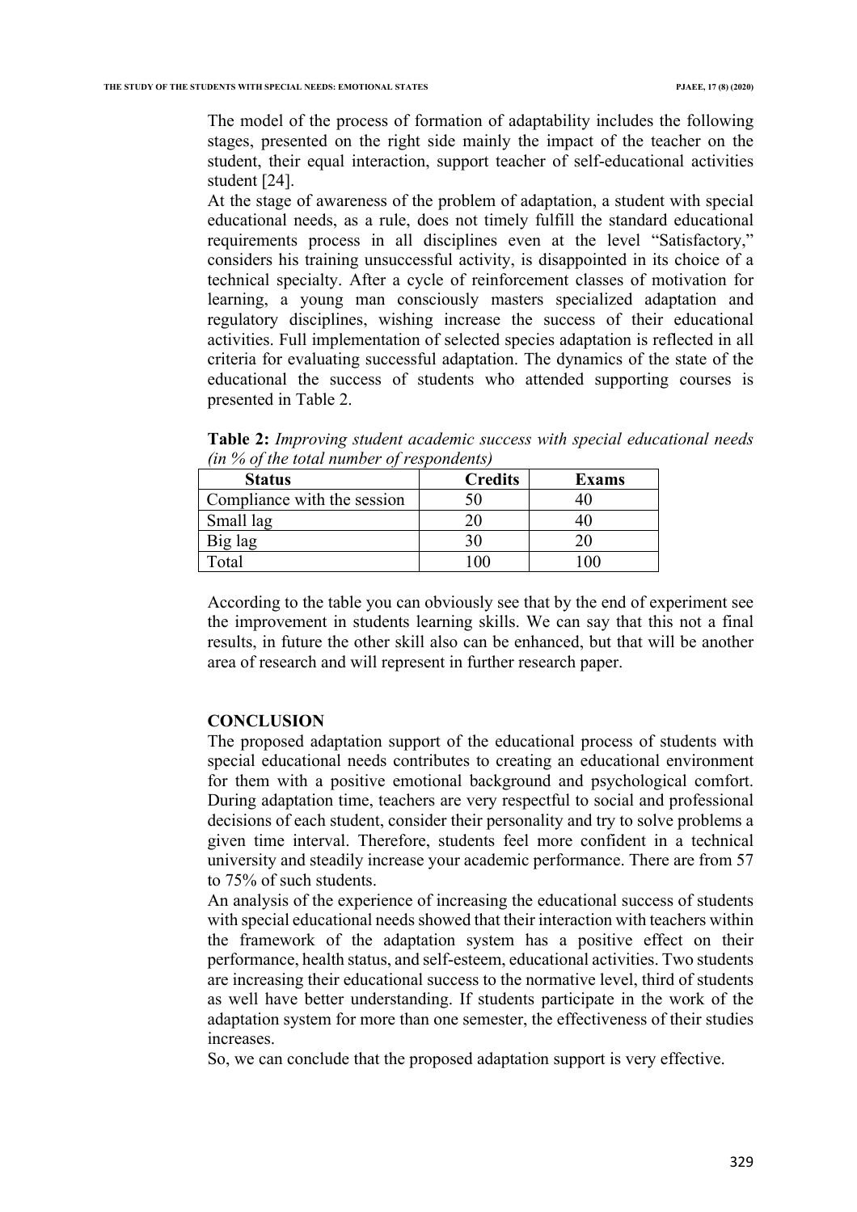The model of the process of formation of adaptability includes the following stages, presented on the right side mainly the impact of the teacher on the student, their equal interaction, support teacher of self-educational activities student [24].

At the stage of awareness of the problem of adaptation, a student with special educational needs, as a rule, does not timely fulfill the standard educational requirements process in all disciplines even at the level "Satisfactory," considers his training unsuccessful activity, is disappointed in its choice of a technical specialty. After a cycle of reinforcement classes of motivation for learning, a young man consciously masters specialized adaptation and regulatory disciplines, wishing increase the success of their educational activities. Full implementation of selected species adaptation is reflected in all criteria for evaluating successful adaptation. The dynamics of the state of the educational the success of students who attended supporting courses is presented in Table 2.

**Table 2:** *Improving student academic success with special educational needs (in % of the total number of respondents)*

| Status | Credits | Exams |
|---|---|---|
| Compliance with the session | 50 | 40 |
| Small lag | 20 | 40 |
| Big lag | 30 | 20 |
| Total | 100 | 100 |

According to the table you can obviously see that by the end of experiment see the improvement in students learning skills. We can say that this not a final results, in future the other skill also can be enhanced, but that will be another area of research and will represent in further research paper.

## CONCLUSION

The proposed adaptation support of the educational process of students with special educational needs contributes to creating an educational environment for them with a positive emotional background and psychological comfort. During adaptation time, teachers are very respectful to social and professional decisions of each student, consider their personality and try to solve problems a given time interval. Therefore, students feel more confident in a technical university and steadily increase your academic performance. There are from 57 to 75% of such students.

An analysis of the experience of increasing the educational success of students with special educational needs showed that their interaction with teachers within the framework of the adaptation system has a positive effect on their performance, health status, and self-esteem, educational activities. Two students are increasing their educational success to the normative level, third of students as well have better understanding. If students participate in the work of the adaptation system for more than one semester, the effectiveness of their studies increases.

So, we can conclude that the proposed adaptation support is very effective.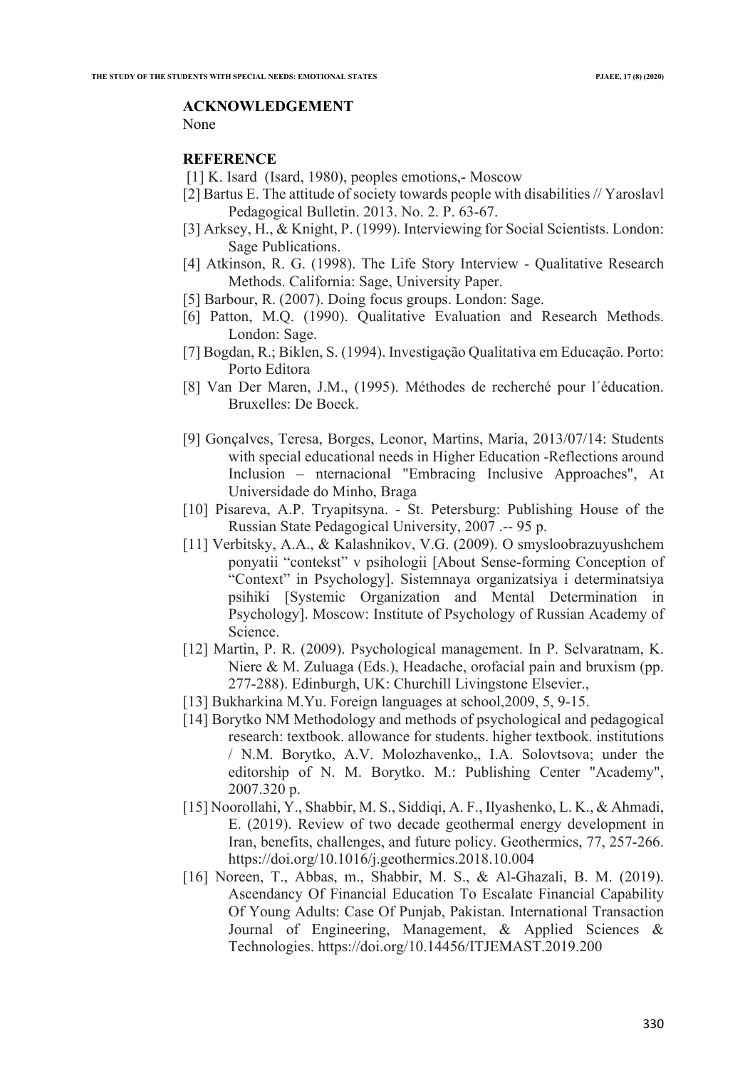## ACKNOWLEDGEMENT

None

## REFERENCE

[1] K. Isard (Isard, 1980), peoples emotions,- Moscow

[2] Bartus E. The attitude of society towards people with disabilities // Yaroslavl Pedagogical Bulletin. 2013. No. 2. P. 63-67.

[3] Arksey, H., & Knight, P. (1999). Interviewing for Social Scientists. London: Sage Publications.

[4] Atkinson, R. G. (1998). The Life Story Interview - Qualitative Research Methods. California: Sage, University Paper.

[5] Barbour, R. (2007). Doing focus groups. London: Sage.

[6] Patton, M.Q. (1990). Qualitative Evaluation and Research Methods. London: Sage.

[7] Bogdan, R.; Biklen, S. (1994). Investigação Qualitativa em Educação. Porto: Porto Editora

[8] Van Der Maren, J.M., (1995). Méthodes de recherché pour l´éducation. Bruxelles: De Boeck.

[9] Gonçalves, Teresa, Borges, Leonor, Martins, Maria, 2013/07/14: Students with special educational needs in Higher Education -Reflections around Inclusion – nternacional "Embracing Inclusive Approaches", At Universidade do Minho, Braga

[10] Pisareva, A.P. Tryapitsyna. - St. Petersburg: Publishing House of the Russian State Pedagogical University, 2007 .-- 95 p.

[11] Verbitsky, A.A., & Kalashnikov, V.G. (2009). O smysloobrazuyushchem ponyatii "contekst" v psihologii [About Sense-forming Conception of "Context" in Psychology]. Sistemnaya organizatsiya i determinatsiya psihiki [Systemic Organization and Mental Determination in Psychology]. Moscow: Institute of Psychology of Russian Academy of Science.

[12] Martin, P. R. (2009). Psychological management. In P. Selvaratnam, K. Niere & M. Zuluaga (Eds.), Headache, orofacial pain and bruxism (pp. 277-288). Edinburgh, UK: Churchill Livingstone Elsevier.,

[13] Bukharkina M.Yu. Foreign languages at school,2009, 5, 9-15.

[14] Borytko NM Methodology and methods of psychological and pedagogical research: textbook. allowance for students. higher textbook. institutions / N.M. Borytko, A.V. Molozhavenko,, I.A. Solovtsova; under the editorship of N. M. Borytko. M.: Publishing Center "Academy", 2007.320 p.

[15] Noorollahi, Y., Shabbir, M. S., Siddiqi, A. F., Ilyashenko, L. K., & Ahmadi, E. (2019). Review of two decade geothermal energy development in Iran, benefits, challenges, and future policy. Geothermics, 77, 257-266. https://doi.org/10.1016/j.geothermics.2018.10.004

[16] Noreen, T., Abbas, m., Shabbir, M. S., & Al-Ghazali, B. M. (2019). Ascendancy Of Financial Education To Escalate Financial Capability Of Young Adults: Case Of Punjab, Pakistan. International Transaction Journal of Engineering, Management, & Applied Sciences & Technologies. https://doi.org/10.14456/ITJEMAST.2019.200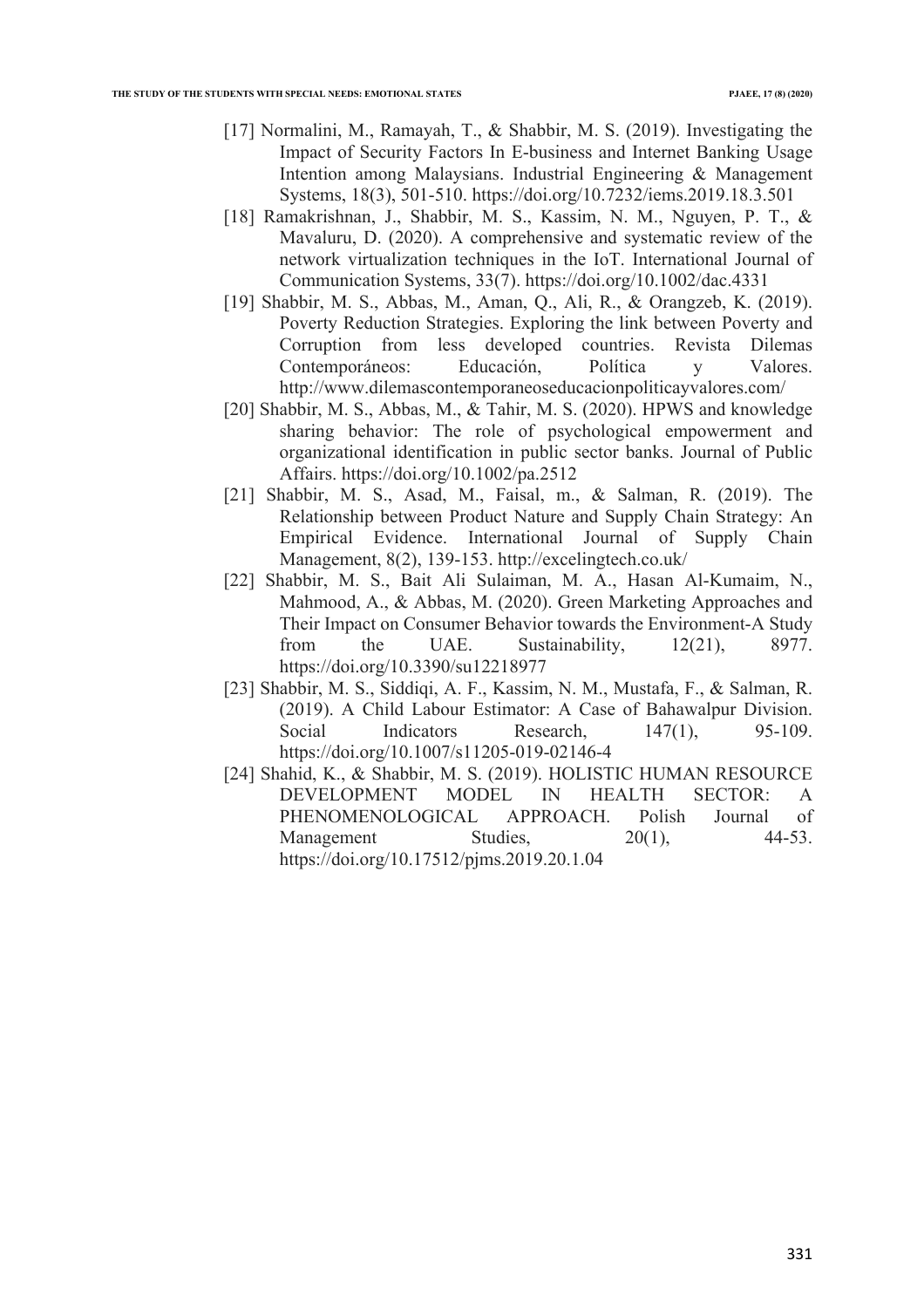[17] Normalini, M., Ramayah, T., & Shabbir, M. S. (2019). Investigating the Impact of Security Factors In E-business and Internet Banking Usage Intention among Malaysians. Industrial Engineering & Management Systems, 18(3), 501-510. https://doi.org/10.7232/iems.2019.18.3.501

[18] Ramakrishnan, J., Shabbir, M. S., Kassim, N. M., Nguyen, P. T., & Mavaluru, D. (2020). A comprehensive and systematic review of the network virtualization techniques in the IoT. International Journal of Communication Systems, 33(7). https://doi.org/10.1002/dac.4331

[19] Shabbir, M. S., Abbas, M., Aman, Q., Ali, R., & Orangzeb, K. (2019). Poverty Reduction Strategies. Exploring the link between Poverty and Corruption from less developed countries. Revista Dilemas Contemporáneos: Educación, Política y Valores. http://www.dilemascontemporaneoseducacionpoliticayvalores.com/

[20] Shabbir, M. S., Abbas, M., & Tahir, M. S. (2020). HPWS and knowledge sharing behavior: The role of psychological empowerment and organizational identification in public sector banks. Journal of Public Affairs. https://doi.org/10.1002/pa.2512

[21] Shabbir, M. S., Asad, M., Faisal, m., & Salman, R. (2019). The Relationship between Product Nature and Supply Chain Strategy: An Empirical Evidence. International Journal of Supply Chain Management, 8(2), 139-153. http://excelingtech.co.uk/

[22] Shabbir, M. S., Bait Ali Sulaiman, M. A., Hasan Al-Kumaim, N., Mahmood, A., & Abbas, M. (2020). Green Marketing Approaches and Their Impact on Consumer Behavior towards the Environment-A Study from the UAE. Sustainability, 12(21), 8977. https://doi.org/10.3390/su12218977

[23] Shabbir, M. S., Siddiqi, A. F., Kassim, N. M., Mustafa, F., & Salman, R. (2019). A Child Labour Estimator: A Case of Bahawalpur Division. Social Indicators Research, 147(1), 95-109. https://doi.org/10.1007/s11205-019-02146-4

[24] Shahid, K., & Shabbir, M. S. (2019). HOLISTIC HUMAN RESOURCE DEVELOPMENT MODEL IN HEALTH SECTOR: A PHENOMENOLOGICAL APPROACH. Polish Journal of Management Studies, 20(1), 44-53. https://doi.org/10.17512/pjms.2019.20.1.04